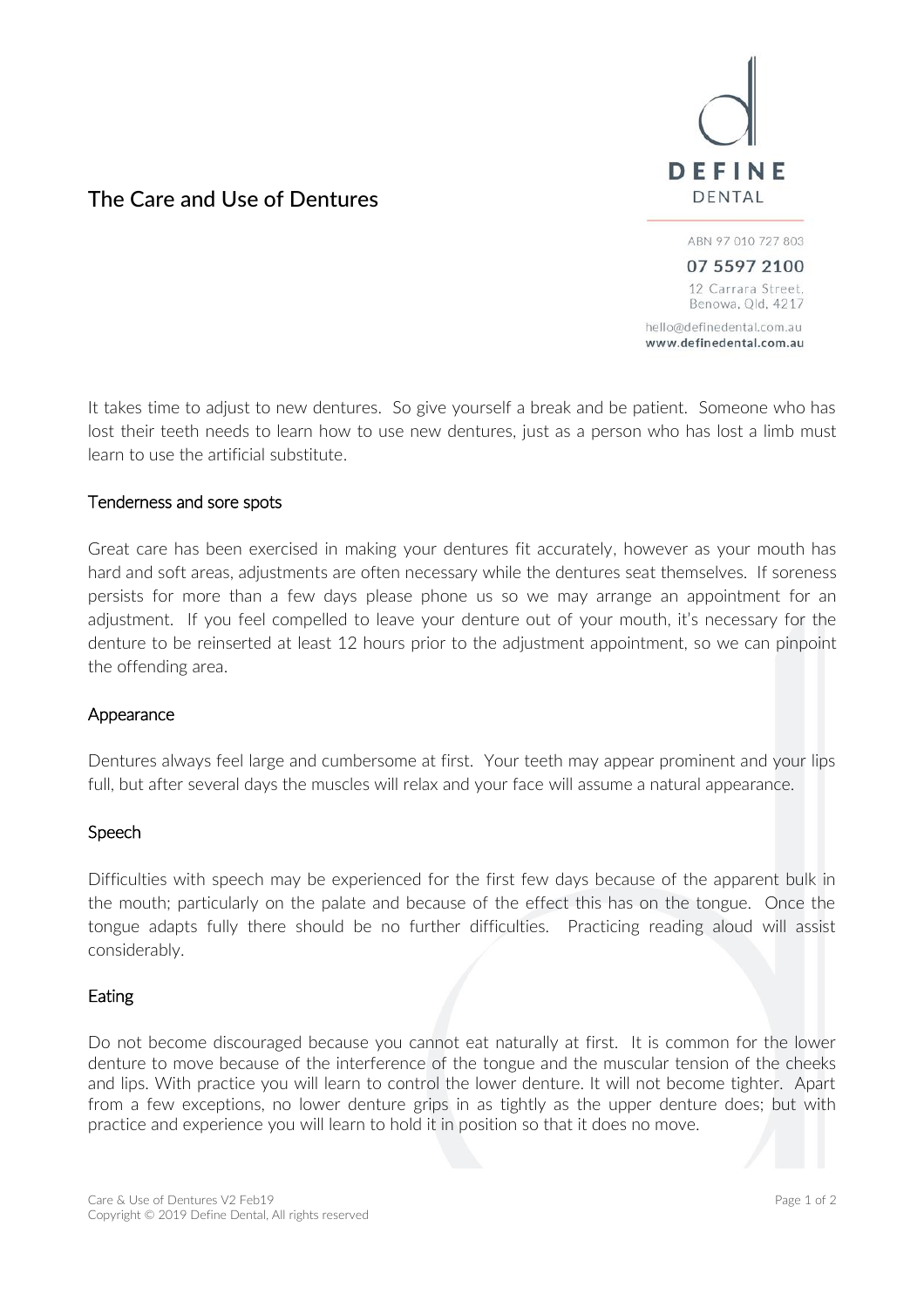# The Care and Use of Dentures

**DEFINE DENTAL**

ABN 97 010 727 803

07 5597 2100

12 Carrara Street,
Benowa, Qld, 4217

hello@definedental.com.au
www.definedental.com.au

It takes time to adjust to new dentures. So give yourself a break and be patient. Someone who has lost their teeth needs to learn how to use new dentures, just as a person who has lost a limb must learn to use the artificial substitute.

## Tenderness and sore spots

Great care has been exercised in making your dentures fit accurately, however as your mouth has hard and soft areas, adjustments are often necessary while the dentures seat themselves. If soreness persists for more than a few days please phone us so we may arrange an appointment for an adjustment. If you feel compelled to leave your denture out of your mouth, it's necessary for the denture to be reinserted at least 12 hours prior to the adjustment appointment, so we can pinpoint the offending area.

## Appearance

Dentures always feel large and cumbersome at first. Your teeth may appear prominent and your lips full, but after several days the muscles will relax and your face will assume a natural appearance.

## Speech

Difficulties with speech may be experienced for the first few days because of the apparent bulk in the mouth; particularly on the palate and because of the effect this has on the tongue. Once the tongue adapts fully there should be no further difficulties. Practicing reading aloud will assist considerably.

## Eating

Do not become discouraged because you cannot eat naturally at first. It is common for the lower denture to move because of the interference of the tongue and the muscular tension of the cheeks and lips. With practice you will learn to control the lower denture. It will not become tighter. Apart from a few exceptions, no lower denture grips in as tightly as the upper denture does; but with practice and experience you will learn to hold it in position so that it does no move.

Care & Use of Dentures V2 Feb19
Copyright © 2019 Define Dental, All rights reserved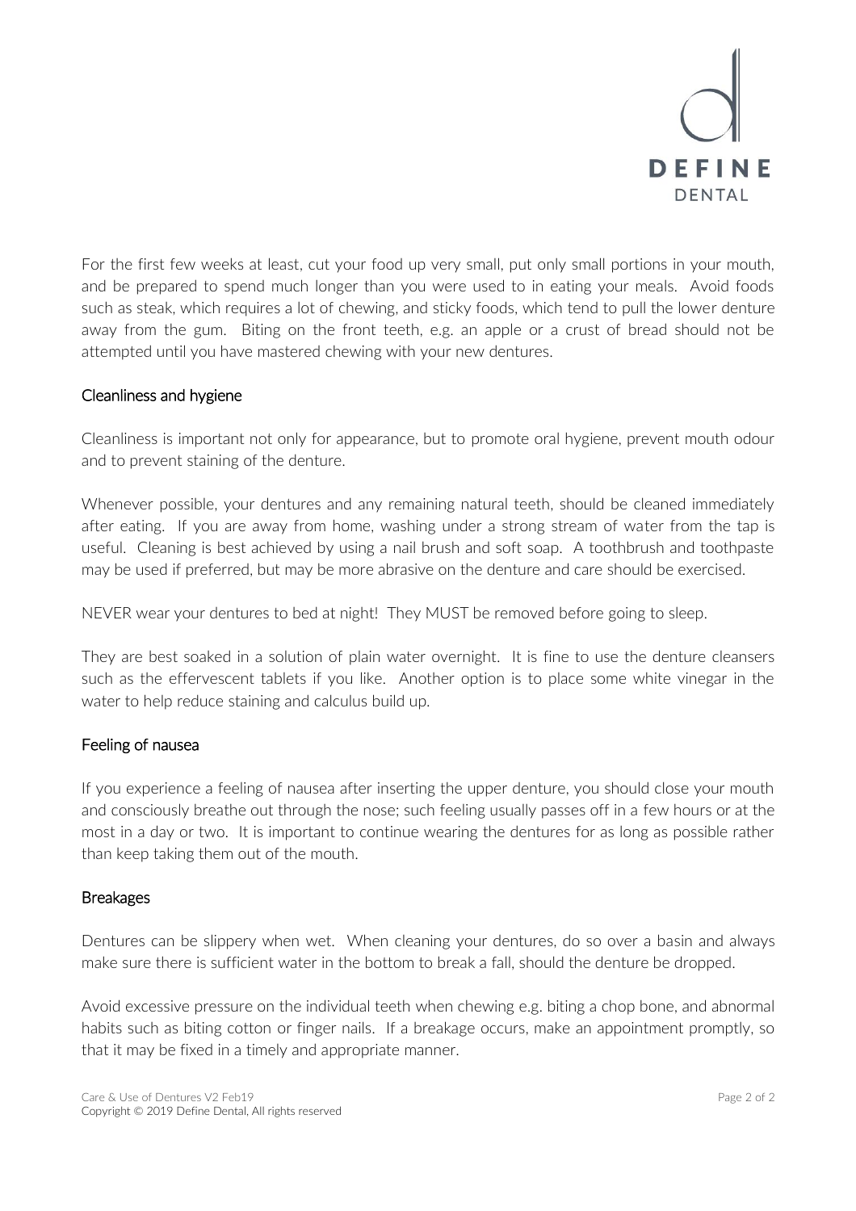For the first few weeks at least, cut your food up very small, put only small portions in your mouth, and be prepared to spend much longer than you were used to in eating your meals. Avoid foods such as steak, which requires a lot of chewing, and sticky foods, which tend to pull the lower denture away from the gum. Biting on the front teeth, e.g. an apple or a crust of bread should not be attempted until you have mastered chewing with your new dentures.

## Cleanliness and hygiene

Cleanliness is important not only for appearance, but to promote oral hygiene, prevent mouth odour and to prevent staining of the denture.

Whenever possible, your dentures and any remaining natural teeth, should be cleaned immediately after eating. If you are away from home, washing under a strong stream of water from the tap is useful. Cleaning is best achieved by using a nail brush and soft soap. A toothbrush and toothpaste may be used if preferred, but may be more abrasive on the denture and care should be exercised.

NEVER wear your dentures to bed at night! They MUST be removed before going to sleep.

They are best soaked in a solution of plain water overnight. It is fine to use the denture cleansers such as the effervescent tablets if you like. Another option is to place some white vinegar in the water to help reduce staining and calculus build up.

## Feeling of nausea

If you experience a feeling of nausea after inserting the upper denture, you should close your mouth and consciously breathe out through the nose; such feeling usually passes off in a few hours or at the most in a day or two. It is important to continue wearing the dentures for as long as possible rather than keep taking them out of the mouth.

## Breakages

Dentures can be slippery when wet. When cleaning your dentures, do so over a basin and always make sure there is sufficient water in the bottom to break a fall, should the denture be dropped.

Avoid excessive pressure on the individual teeth when chewing e.g. biting a chop bone, and abnormal habits such as biting cotton or finger nails. If a breakage occurs, make an appointment promptly, so that it may be fixed in a timely and appropriate manner.